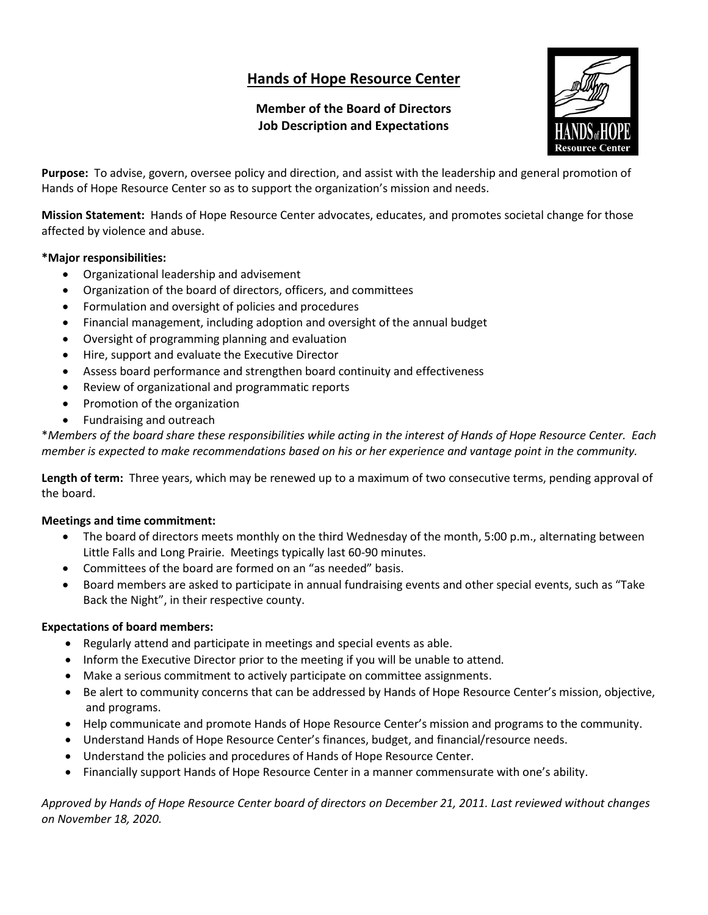# Hands of Hope Resource Center

## Member of the Board of Directors
## Job Description and Expectations

**Purpose:** To advise, govern, oversee policy and direction, and assist with the leadership and general promotion of Hands of Hope Resource Center so as to support the organization's mission and needs.

**Mission Statement:** Hands of Hope Resource Center advocates, educates, and promotes societal change for those affected by violence and abuse.

**\*Major responsibilities:**

- Organizational leadership and advisement
- Organization of the board of directors, officers, and committees
- Formulation and oversight of policies and procedures
- Financial management, including adoption and oversight of the annual budget
- Oversight of programming planning and evaluation
- Hire, support and evaluate the Executive Director
- Assess board performance and strengthen board continuity and effectiveness
- Review of organizational and programmatic reports
- Promotion of the organization
- Fundraising and outreach

*\*Members of the board share these responsibilities while acting in the interest of Hands of Hope Resource Center. Each member is expected to make recommendations based on his or her experience and vantage point in the community.*

**Length of term:** Three years, which may be renewed up to a maximum of two consecutive terms, pending approval of the board.

**Meetings and time commitment:**

- The board of directors meets monthly on the third Wednesday of the month, 5:00 p.m., alternating between Little Falls and Long Prairie. Meetings typically last 60-90 minutes.
- Committees of the board are formed on an "as needed" basis.
- Board members are asked to participate in annual fundraising events and other special events, such as "Take Back the Night", in their respective county.

**Expectations of board members:**

- Regularly attend and participate in meetings and special events as able.
- Inform the Executive Director prior to the meeting if you will be unable to attend.
- Make a serious commitment to actively participate on committee assignments.
- Be alert to community concerns that can be addressed by Hands of Hope Resource Center's mission, objective, and programs.
- Help communicate and promote Hands of Hope Resource Center's mission and programs to the community.
- Understand Hands of Hope Resource Center's finances, budget, and financial/resource needs.
- Understand the policies and procedures of Hands of Hope Resource Center.
- Financially support Hands of Hope Resource Center in a manner commensurate with one's ability.

*Approved by Hands of Hope Resource Center board of directors on December 21, 2011. Last reviewed without changes on November 18, 2020.*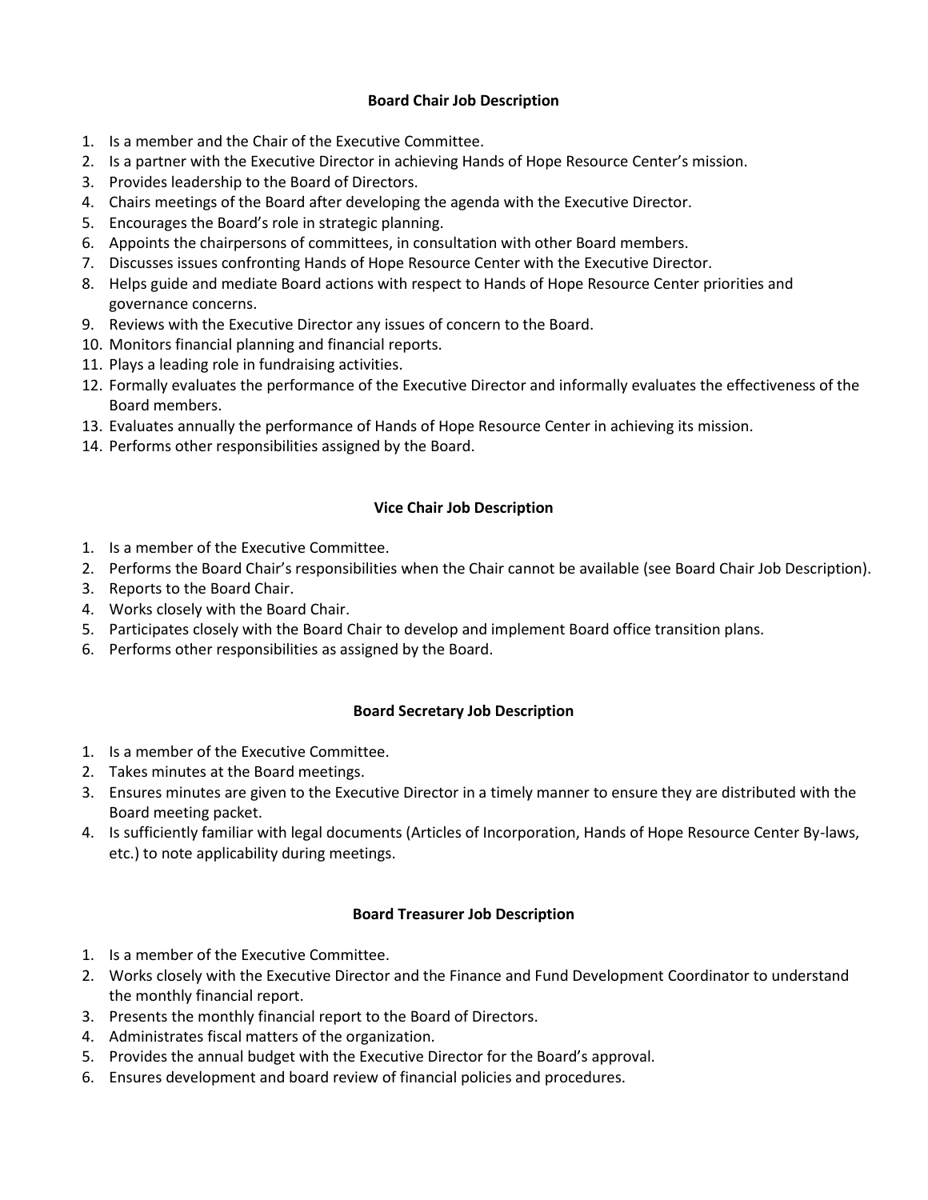## Board Chair Job Description

1. Is a member and the Chair of the Executive Committee.
2. Is a partner with the Executive Director in achieving Hands of Hope Resource Center's mission.
3. Provides leadership to the Board of Directors.
4. Chairs meetings of the Board after developing the agenda with the Executive Director.
5. Encourages the Board's role in strategic planning.
6. Appoints the chairpersons of committees, in consultation with other Board members.
7. Discusses issues confronting Hands of Hope Resource Center with the Executive Director.
8. Helps guide and mediate Board actions with respect to Hands of Hope Resource Center priorities and governance concerns.
9. Reviews with the Executive Director any issues of concern to the Board.
10. Monitors financial planning and financial reports.
11. Plays a leading role in fundraising activities.
12. Formally evaluates the performance of the Executive Director and informally evaluates the effectiveness of the Board members.
13. Evaluates annually the performance of Hands of Hope Resource Center in achieving its mission.
14. Performs other responsibilities assigned by the Board.

## Vice Chair Job Description

1. Is a member of the Executive Committee.
2. Performs the Board Chair's responsibilities when the Chair cannot be available (see Board Chair Job Description).
3. Reports to the Board Chair.
4. Works closely with the Board Chair.
5. Participates closely with the Board Chair to develop and implement Board office transition plans.
6. Performs other responsibilities as assigned by the Board.

## Board Secretary Job Description

1. Is a member of the Executive Committee.
2. Takes minutes at the Board meetings.
3. Ensures minutes are given to the Executive Director in a timely manner to ensure they are distributed with the Board meeting packet.
4. Is sufficiently familiar with legal documents (Articles of Incorporation, Hands of Hope Resource Center By-laws, etc.) to note applicability during meetings.

## Board Treasurer Job Description

1. Is a member of the Executive Committee.
2. Works closely with the Executive Director and the Finance and Fund Development Coordinator to understand the monthly financial report.
3. Presents the monthly financial report to the Board of Directors.
4. Administrates fiscal matters of the organization.
5. Provides the annual budget with the Executive Director for the Board's approval.
6. Ensures development and board review of financial policies and procedures.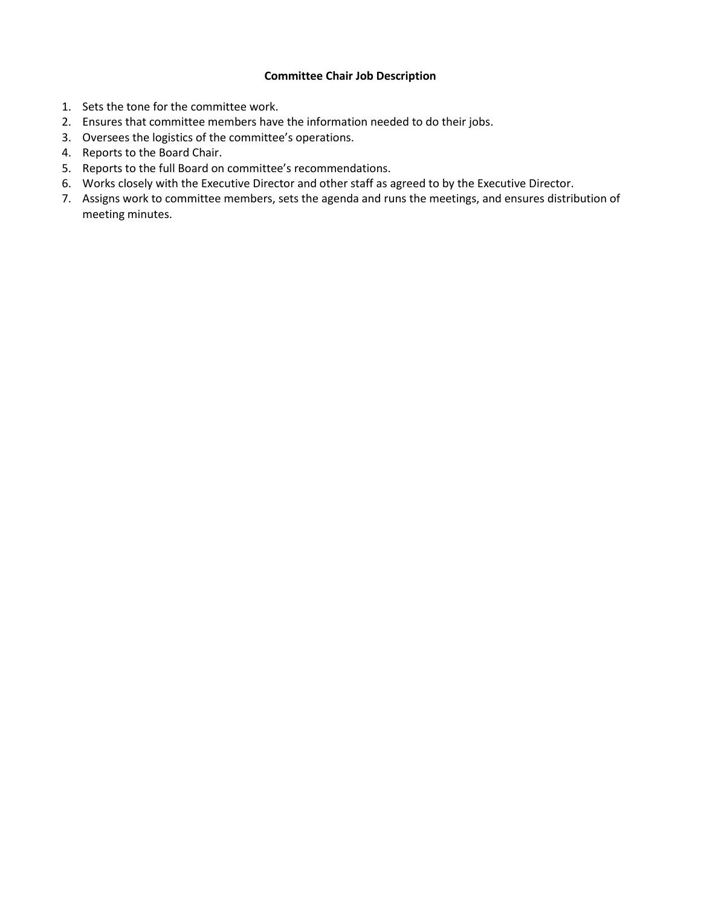## Committee Chair Job Description

1. Sets the tone for the committee work.
2. Ensures that committee members have the information needed to do their jobs.
3. Oversees the logistics of the committee's operations.
4. Reports to the Board Chair.
5. Reports to the full Board on committee's recommendations.
6. Works closely with the Executive Director and other staff as agreed to by the Executive Director.
7. Assigns work to committee members, sets the agenda and runs the meetings, and ensures distribution of meeting minutes.